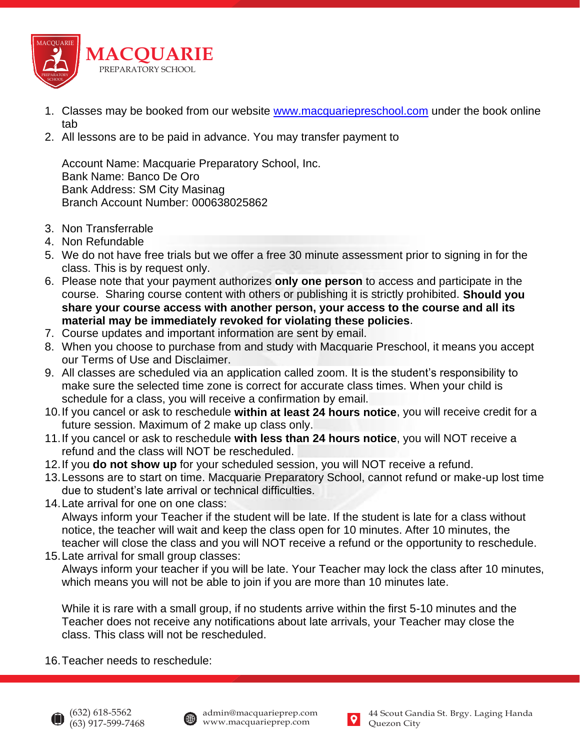# MACQUARIE

PREPARATORY SCHOOL

1. Classes may be booked from our website [www.macquariepreschool.com](http://www.macquariepreschool.com) under the book online tab
2. All lessons are to be paid in advance. You may transfer payment to

   Account Name: Macquarie Preparatory School, Inc.
   Bank Name: Banco De Oro
   Bank Address: SM City Masinag
   Branch Account Number: 000638025862

3. Non Transferrable
4. Non Refundable
5. We do not have free trials but we offer a free 30 minute assessment prior to signing in for the class. This is by request only.
6. Please note that your payment authorizes **only one person** to access and participate in the course. Sharing course content with others or publishing it is strictly prohibited. **Should you share your course access with another person, your access to the course and all its material may be immediately revoked for violating these policies**.
7. Course updates and important information are sent by email.
8. When you choose to purchase from and study with Macquarie Preschool, it means you accept our Terms of Use and Disclaimer.
9. All classes are scheduled via an application called zoom. It is the student's responsibility to make sure the selected time zone is correct for accurate class times. When your child is schedule for a class, you will receive a confirmation by email.
10. If you cancel or ask to reschedule **within at least 24 hours notice**, you will receive credit for a future session. Maximum of 2 make up class only.
11. If you cancel or ask to reschedule **with less than 24 hours notice**, you will NOT receive a refund and the class will NOT be rescheduled.
12. If you **do not show up** for your scheduled session, you will NOT receive a refund.
13. Lessons are to start on time. Macquarie Preparatory School, cannot refund or make-up lost time due to student's late arrival or technical difficulties.
14. Late arrival for one on one class:
    Always inform your Teacher if the student will be late. If the student is late for a class without notice, the teacher will wait and keep the class open for 10 minutes. After 10 minutes, the teacher will close the class and you will NOT receive a refund or the opportunity to reschedule.
15. Late arrival for small group classes:
    Always inform your teacher if you will be late. Your Teacher may lock the class after 10 minutes, which means you will not be able to join if you are more than 10 minutes late.

    While it is rare with a small group, if no students arrive within the first 5-10 minutes and the Teacher does not receive any notifications about late arrivals, your Teacher may close the class. This class will not be rescheduled.

16. Teacher needs to reschedule:

(632) 618-5562
(63) 917-599-7468

admin@macquarieprep.com
www.macquarieprep.com

44 Scout Gandia St. Brgy. Laging Handa
Quezon City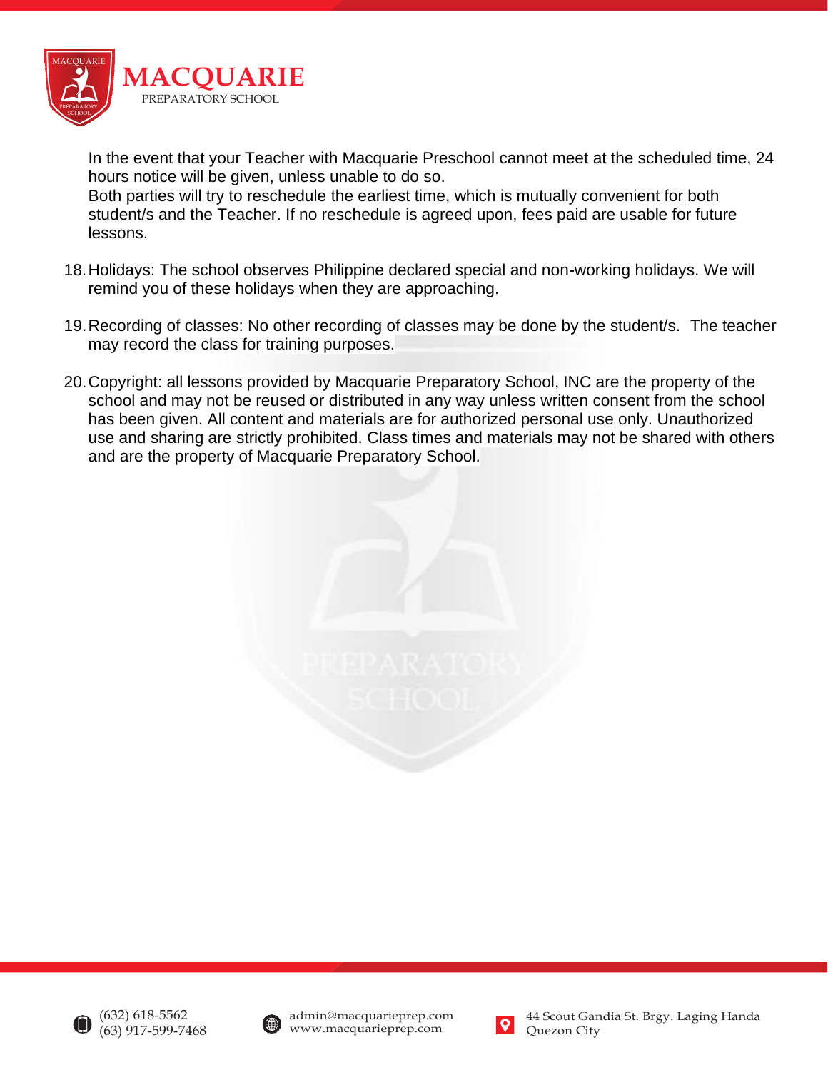In the event that your Teacher with Macquarie Preschool cannot meet at the scheduled time, 24 hours notice will be given, unless unable to do so.
Both parties will try to reschedule the earliest time, which is mutually convenient for both student/s and the Teacher. If no reschedule is agreed upon, fees paid are usable for future lessons.

18. Holidays: The school observes Philippine declared special and non-working holidays. We will remind you of these holidays when they are approaching.

19. Recording of classes: No other recording of classes may be done by the student/s. The teacher may record the class for training purposes.

20. Copyright: all lessons provided by Macquarie Preparatory School, INC are the property of the school and may not be reused or distributed in any way unless written consent from the school has been given. All content and materials are for authorized personal use only. Unauthorized use and sharing are strictly prohibited. Class times and materials may not be shared with others and are the property of Macquarie Preparatory School.